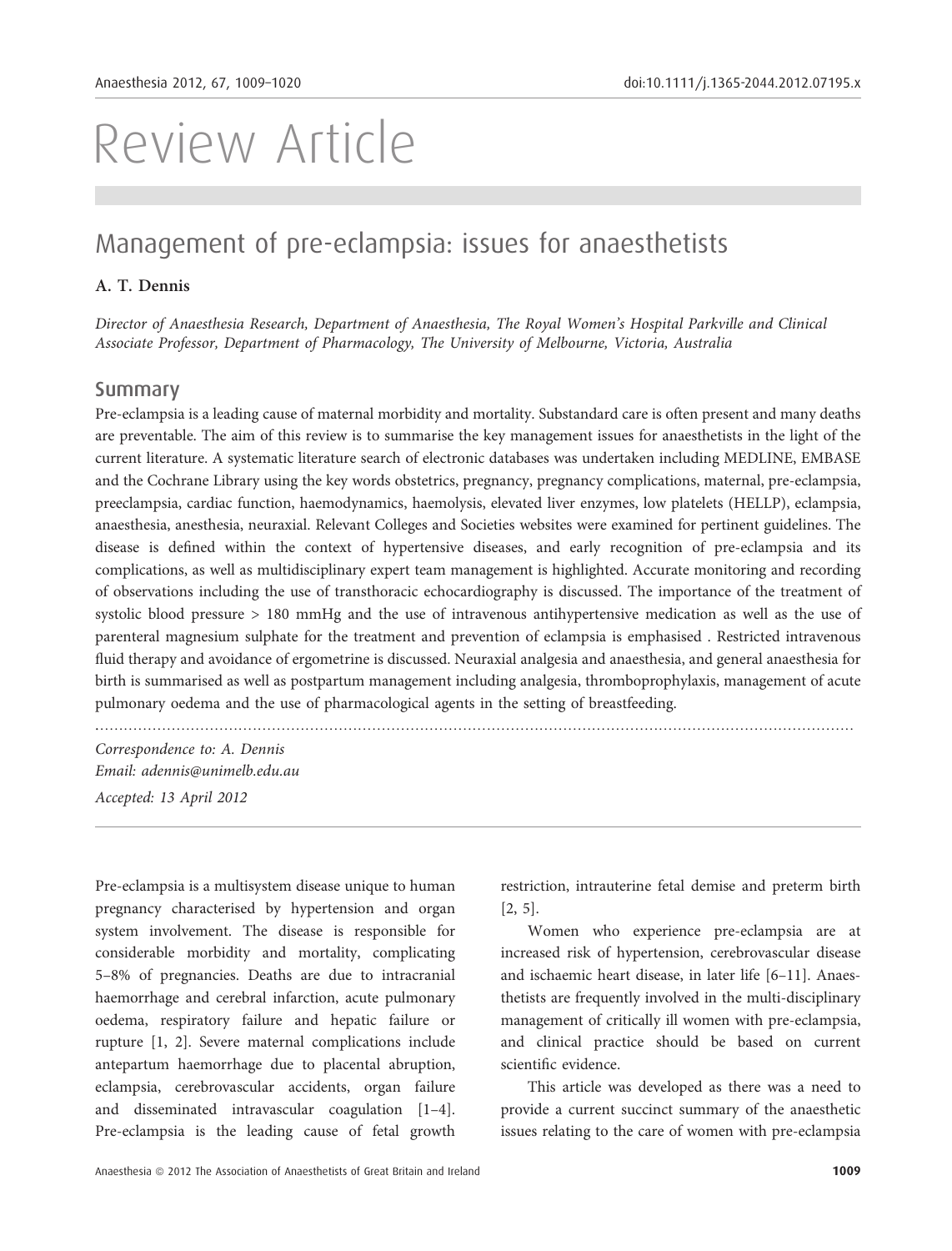# Review Article

## Management of pre-eclampsia: issues for anaesthetists

**A. T. Dennis**

*Director of Anaesthesia Research, Department of Anaesthesia, The Royal Women's Hospital Parkville and Clinical Associate Professor, Department of Pharmacology, The University of Melbourne, Victoria, Australia*

### Summary

Pre-eclampsia is a leading cause of maternal morbidity and mortality. Substandard care is often present and many deaths are preventable. The aim of this review is to summarise the key management issues for anaesthetists in the light of the current literature. A systematic literature search of electronic databases was undertaken including MEDLINE, EMBASE and the Cochrane Library using the key words obstetrics, pregnancy, pregnancy complications, maternal, pre-eclampsia, preeclampsia, cardiac function, haemodynamics, haemolysis, elevated liver enzymes, low platelets (HELLP), eclampsia, anaesthesia, anesthesia, neuraxial. Relevant Colleges and Societies websites were examined for pertinent guidelines. The disease is defined within the context of hypertensive diseases, and early recognition of pre-eclampsia and its complications, as well as multidisciplinary expert team management is highlighted. Accurate monitoring and recording of observations including the use of transthoracic echocardiography is discussed. The importance of the treatment of systolic blood pressure > 180 mmHg and the use of intravenous antihypertensive medication as well as the use of parenteral magnesium sulphate for the treatment and prevention of eclampsia is emphasised . Restricted intravenous fluid therapy and avoidance of ergometrine is discussed. Neuraxial analgesia and anaesthesia, and general anaesthesia for birth is summarised as well as postpartum management including analgesia, thromboprophylaxis, management of acute pulmonary oedema and the use of pharmacological agents in the setting of breastfeeding.

*Correspondence to: A. Dennis*
*Email: adennis@unimelb.edu.au*
*Accepted: 13 April 2012*

Pre-eclampsia is a multisystem disease unique to human pregnancy characterised by hypertension and organ system involvement. The disease is responsible for considerable morbidity and mortality, complicating 5–8% of pregnancies. Deaths are due to intracranial haemorrhage and cerebral infarction, acute pulmonary oedema, respiratory failure and hepatic failure or rupture [1, 2]. Severe maternal complications include antepartum haemorrhage due to placental abruption, eclampsia, cerebrovascular accidents, organ failure and disseminated intravascular coagulation [1–4]. Pre-eclampsia is the leading cause of fetal growth restriction, intrauterine fetal demise and preterm birth [2, 5].

Women who experience pre-eclampsia are at increased risk of hypertension, cerebrovascular disease and ischaemic heart disease, in later life [6–11]. Anaesthetists are frequently involved in the multi-disciplinary management of critically ill women with pre-eclampsia, and clinical practice should be based on current scientific evidence.

This article was developed as there was a need to provide a current succinct summary of the anaesthetic issues relating to the care of women with pre-eclampsia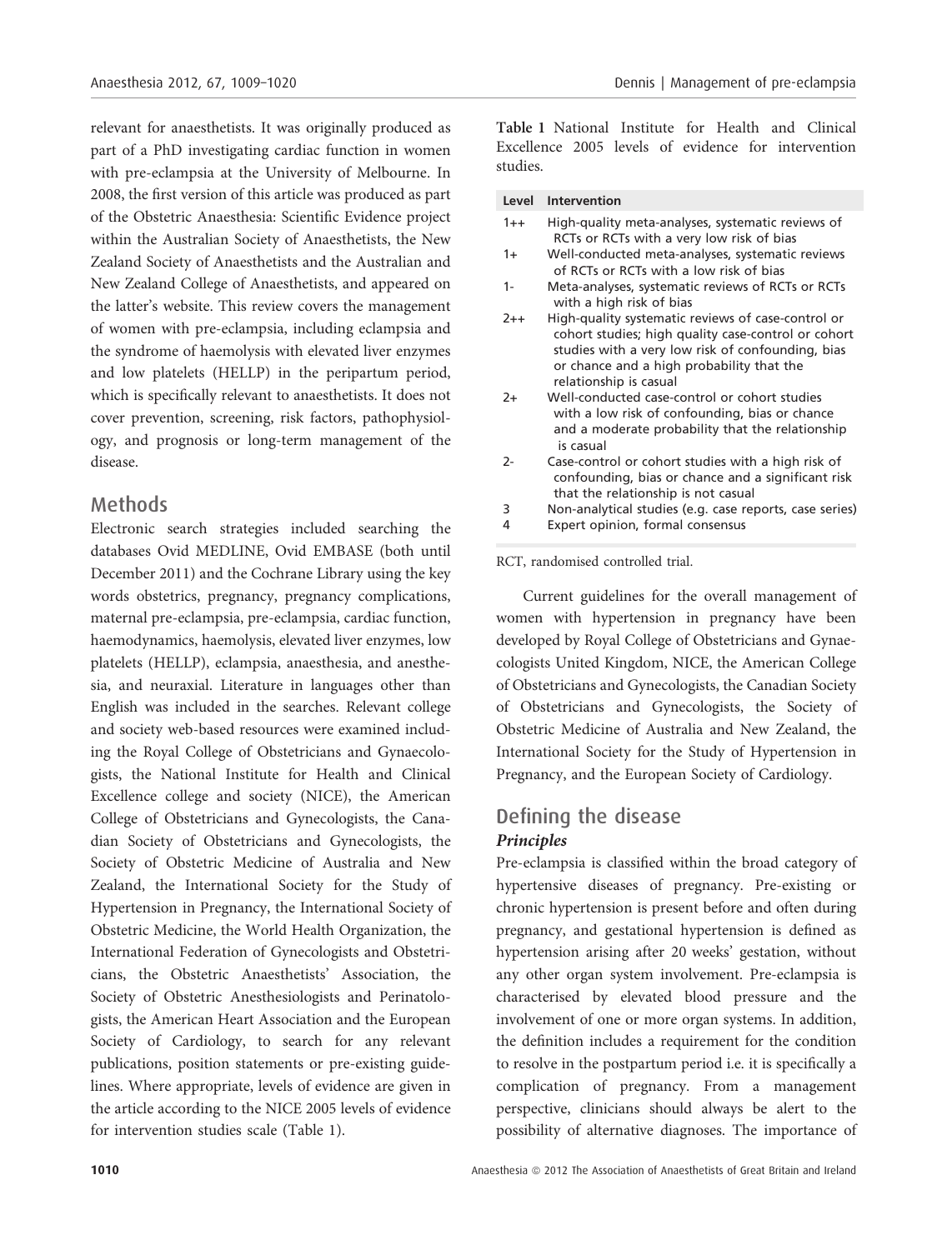relevant for anaesthetists. It was originally produced as part of a PhD investigating cardiac function in women with pre-eclampsia at the University of Melbourne. In 2008, the first version of this article was produced as part of the Obstetric Anaesthesia: Scientific Evidence project within the Australian Society of Anaesthetists, the New Zealand Society of Anaesthetists and the Australian and New Zealand College of Anaesthetists, and appeared on the latter's website. This review covers the management of women with pre-eclampsia, including eclampsia and the syndrome of haemolysis with elevated liver enzymes and low platelets (HELLP) in the peripartum period, which is specifically relevant to anaesthetists. It does not cover prevention, screening, risk factors, pathophysiology, and prognosis or long-term management of the disease.

## Methods

Electronic search strategies included searching the databases Ovid MEDLINE, Ovid EMBASE (both until December 2011) and the Cochrane Library using the key words obstetrics, pregnancy, pregnancy complications, maternal pre-eclampsia, pre-eclampsia, cardiac function, haemodynamics, haemolysis, elevated liver enzymes, low platelets (HELLP), eclampsia, anaesthesia, and anesthesia, and neuraxial. Literature in languages other than English was included in the searches. Relevant college and society web-based resources were examined including the Royal College of Obstetricians and Gynaecologists, the National Institute for Health and Clinical Excellence college and society (NICE), the American College of Obstetricians and Gynecologists, the Canadian Society of Obstetricians and Gynecologists, the Society of Obstetric Medicine of Australia and New Zealand, the International Society for the Study of Hypertension in Pregnancy, the International Society of Obstetric Medicine, the World Health Organization, the International Federation of Gynecologists and Obstetricians, the Obstetric Anaesthetists' Association, the Society of Obstetric Anesthesiologists and Perinatologists, the American Heart Association and the European Society of Cardiology, to search for any relevant publications, position statements or pre-existing guidelines. Where appropriate, levels of evidence are given in the article according to the NICE 2005 levels of evidence for intervention studies scale (Table 1).

**Table 1** National Institute for Health and Clinical Excellence 2005 levels of evidence for intervention studies.

| Level | Intervention |
|---|---|
| 1++ | High-quality meta-analyses, systematic reviews of RCTs or RCTs with a very low risk of bias |
| 1+ | Well-conducted meta-analyses, systematic reviews of RCTs or RCTs with a low risk of bias |
| 1- | Meta-analyses, systematic reviews of RCTs or RCTs with a high risk of bias |
| 2++ | High-quality systematic reviews of case-control or cohort studies; high quality case-control or cohort studies with a very low risk of confounding, bias or chance and a high probability that the relationship is casual |
| 2+ | Well-conducted case-control or cohort studies with a low risk of confounding, bias or chance and a moderate probability that the relationship is casual |
| 2- | Case-control or cohort studies with a high risk of confounding, bias or chance and a significant risk that the relationship is not casual |
| 3 | Non-analytical studies (e.g. case reports, case series) |
| 4 | Expert opinion, formal consensus |

RCT, randomised controlled trial.

Current guidelines for the overall management of women with hypertension in pregnancy have been developed by Royal College of Obstetricians and Gynaecologists United Kingdom, NICE, the American College of Obstetricians and Gynecologists, the Canadian Society of Obstetricians and Gynecologists, the Society of Obstetric Medicine of Australia and New Zealand, the International Society for the Study of Hypertension in Pregnancy, and the European Society of Cardiology.

## Defining the disease

### *Principles*

Pre-eclampsia is classified within the broad category of hypertensive diseases of pregnancy. Pre-existing or chronic hypertension is present before and often during pregnancy, and gestational hypertension is defined as hypertension arising after 20 weeks' gestation, without any other organ system involvement. Pre-eclampsia is characterised by elevated blood pressure and the involvement of one or more organ systems. In addition, the definition includes a requirement for the condition to resolve in the postpartum period i.e. it is specifically a complication of pregnancy. From a management perspective, clinicians should always be alert to the possibility of alternative diagnoses. The importance of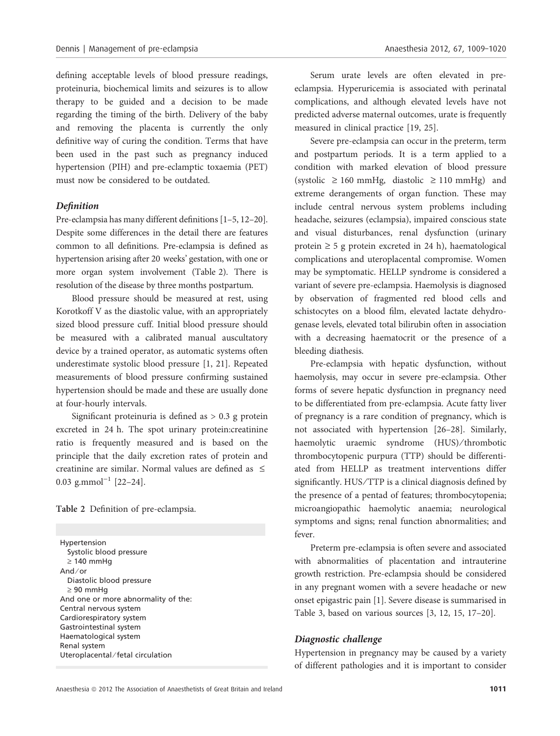defining acceptable levels of blood pressure readings, proteinuria, biochemical limits and seizures is to allow therapy to be guided and a decision to be made regarding the timing of the birth. Delivery of the baby and removing the placenta is currently the only definitive way of curing the condition. Terms that have been used in the past such as pregnancy induced hypertension (PIH) and pre-eclamptic toxaemia (PET) must now be considered to be outdated.

### *Definition*

Pre-eclampsia has many different definitions [1–5, 12–20]. Despite some differences in the detail there are features common to all definitions. Pre-eclampsia is defined as hypertension arising after 20 weeks' gestation, with one or more organ system involvement (Table 2). There is resolution of the disease by three months postpartum.

Blood pressure should be measured at rest, using Korotkoff V as the diastolic value, with an appropriately sized blood pressure cuff. Initial blood pressure should be measured with a calibrated manual auscultatory device by a trained operator, as automatic systems often underestimate systolic blood pressure [1, 21]. Repeated measurements of blood pressure confirming sustained hypertension should be made and these are usually done at four-hourly intervals.

Significant proteinuria is defined as > 0.3 g protein excreted in 24 h. The spot urinary protein:creatinine ratio is frequently measured and is based on the principle that the daily excretion rates of protein and creatinine are similar. Normal values are defined as ≤ 0.03 g.mmol$^{-1}$ [22–24].

**Table 2** Definition of pre-eclampsia.

| |
|---|
| Hypertension |
| Systolic blood pressure ≥ 140 mmHg |
| And/or |
| Diastolic blood pressure ≥ 90 mmHg |
| And one or more abnormality of the: |
| Central nervous system |
| Cardiorespiratory system |
| Gastrointestinal system |
| Haematological system |
| Renal system |
| Uteroplacental/fetal circulation |

Serum urate levels are often elevated in pre-eclampsia. Hyperuricemia is associated with perinatal complications, and although elevated levels have not predicted adverse maternal outcomes, urate is frequently measured in clinical practice [19, 25].

Severe pre-eclampsia can occur in the preterm, term and postpartum periods. It is a term applied to a condition with marked elevation of blood pressure (systolic ≥ 160 mmHg, diastolic ≥ 110 mmHg) and extreme derangements of organ function. These may include central nervous system problems including headache, seizures (eclampsia), impaired conscious state and visual disturbances, renal dysfunction (urinary protein ≥ 5 g protein excreted in 24 h), haematological complications and uteroplacental compromise. Women may be symptomatic. HELLP syndrome is considered a variant of severe pre-eclampsia. Haemolysis is diagnosed by observation of fragmented red blood cells and schistocytes on a blood film, elevated lactate dehydrogenase levels, elevated total bilirubin often in association with a decreasing haematocrit or the presence of a bleeding diathesis.

Pre-eclampsia with hepatic dysfunction, without haemolysis, may occur in severe pre-eclampsia. Other forms of severe hepatic dysfunction in pregnancy need to be differentiated from pre-eclampsia. Acute fatty liver of pregnancy is a rare condition of pregnancy, which is not associated with hypertension [26–28]. Similarly, haemolytic uraemic syndrome (HUS)/thrombotic thrombocytopenic purpura (TTP) should be differentiated from HELLP as treatment interventions differ significantly. HUS/TTP is a clinical diagnosis defined by the presence of a pentad of features; thrombocytopenia; microangiopathic haemolytic anaemia; neurological symptoms and signs; renal function abnormalities; and fever.

Preterm pre-eclampsia is often severe and associated with abnormalities of placentation and intrauterine growth restriction. Pre-eclampsia should be considered in any pregnant women with a severe headache or new onset epigastric pain [1]. Severe disease is summarised in Table 3, based on various sources [3, 12, 15, 17–20].

### *Diagnostic challenge*

Hypertension in pregnancy may be caused by a variety of different pathologies and it is important to consider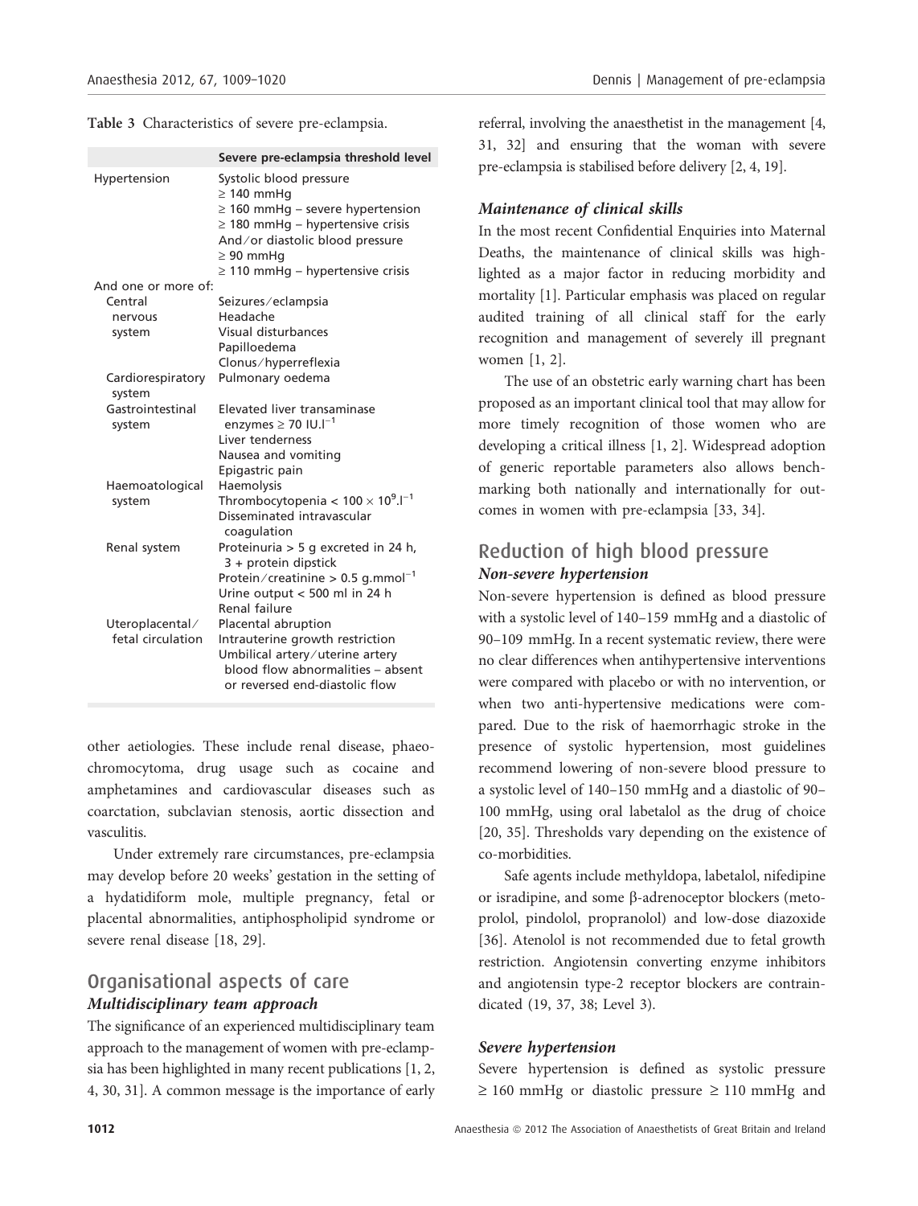Table 3 Characteristics of severe pre-eclampsia.

| | Severe pre-eclampsia threshold level |
|---|---|
| Hypertension | Systolic blood pressure<br>≥ 140 mmHg<br>≥ 160 mmHg – severe hypertension<br>≥ 180 mmHg – hypertensive crisis<br>And/or diastolic blood pressure<br>≥ 90 mmHg<br>≥ 110 mmHg – hypertensive crisis |
| And one or more of: | |
| Central nervous system | Seizures/eclampsia<br>Headache<br>Visual disturbances<br>Papilloedema<br>Clonus/hyperreflexia |
| Cardiorespiratory system | Pulmonary oedema |
| Gastrointestinal system | Elevated liver transaminase enzymes ≥ 70 $IU.l^{-1}$<br>Liver tenderness<br>Nausea and vomiting<br>Epigastric pain |
| Haemoatological system | Haemolysis<br>Thrombocytopenia < $100 \times 10^{9}.l^{-1}$<br>Disseminated intravascular coagulation |
| Renal system | Proteinuria > 5 g excreted in 24 h, 3 + protein dipstick<br>Protein/creatinine > 0.5 $g.mmol^{-1}$<br>Urine output < 500 ml in 24 h<br>Renal failure |
| Uteroplacental/fetal circulation | Placental abruption<br>Intrauterine growth restriction<br>Umbilical artery/uterine artery blood flow abnormalities – absent or reversed end-diastolic flow |

other aetiologies. These include renal disease, phaeochromocytoma, drug usage such as cocaine and amphetamines and cardiovascular diseases such as coarctation, subclavian stenosis, aortic dissection and vasculitis.

Under extremely rare circumstances, pre-eclampsia may develop before 20 weeks' gestation in the setting of a hydatidiform mole, multiple pregnancy, fetal or placental abnormalities, antiphospholipid syndrome or severe renal disease [18, 29].

## Organisational aspects of care

### *Multidisciplinary team approach*

The significance of an experienced multidisciplinary team approach to the management of women with pre-eclampsia has been highlighted in many recent publications [1, 2, 4, 30, 31]. A common message is the importance of early referral, involving the anaesthetist in the management [4, 31, 32] and ensuring that the woman with severe pre-eclampsia is stabilised before delivery [2, 4, 19].

### *Maintenance of clinical skills*

In the most recent Confidential Enquiries into Maternal Deaths, the maintenance of clinical skills was highlighted as a major factor in reducing morbidity and mortality [1]. Particular emphasis was placed on regular audited training of all clinical staff for the early recognition and management of severely ill pregnant women [1, 2].

The use of an obstetric early warning chart has been proposed as an important clinical tool that may allow for more timely recognition of those women who are developing a critical illness [1, 2]. Widespread adoption of generic reportable parameters also allows benchmarking both nationally and internationally for outcomes in women with pre-eclampsia [33, 34].

## Reduction of high blood pressure

### *Non-severe hypertension*

Non-severe hypertension is defined as blood pressure with a systolic level of 140–159 mmHg and a diastolic of 90–109 mmHg. In a recent systematic review, there were no clear differences when antihypertensive interventions were compared with placebo or with no intervention, or when two anti-hypertensive medications were compared. Due to the risk of haemorrhagic stroke in the presence of systolic hypertension, most guidelines recommend lowering of non-severe blood pressure to a systolic level of 140–150 mmHg and a diastolic of 90–100 mmHg, using oral labetalol as the drug of choice [20, 35]. Thresholds vary depending on the existence of co-morbidities.

Safe agents include methyldopa, labetalol, nifedipine or isradipine, and some β-adrenoceptor blockers (metoprolol, pindolol, propranolol) and low-dose diazoxide [36]. Atenolol is not recommended due to fetal growth restriction. Angiotensin converting enzyme inhibitors and angiotensin type-2 receptor blockers are contraindicated (19, 37, 38; Level 3).

### *Severe hypertension*

Severe hypertension is defined as systolic pressure ≥ 160 mmHg or diastolic pressure ≥ 110 mmHg and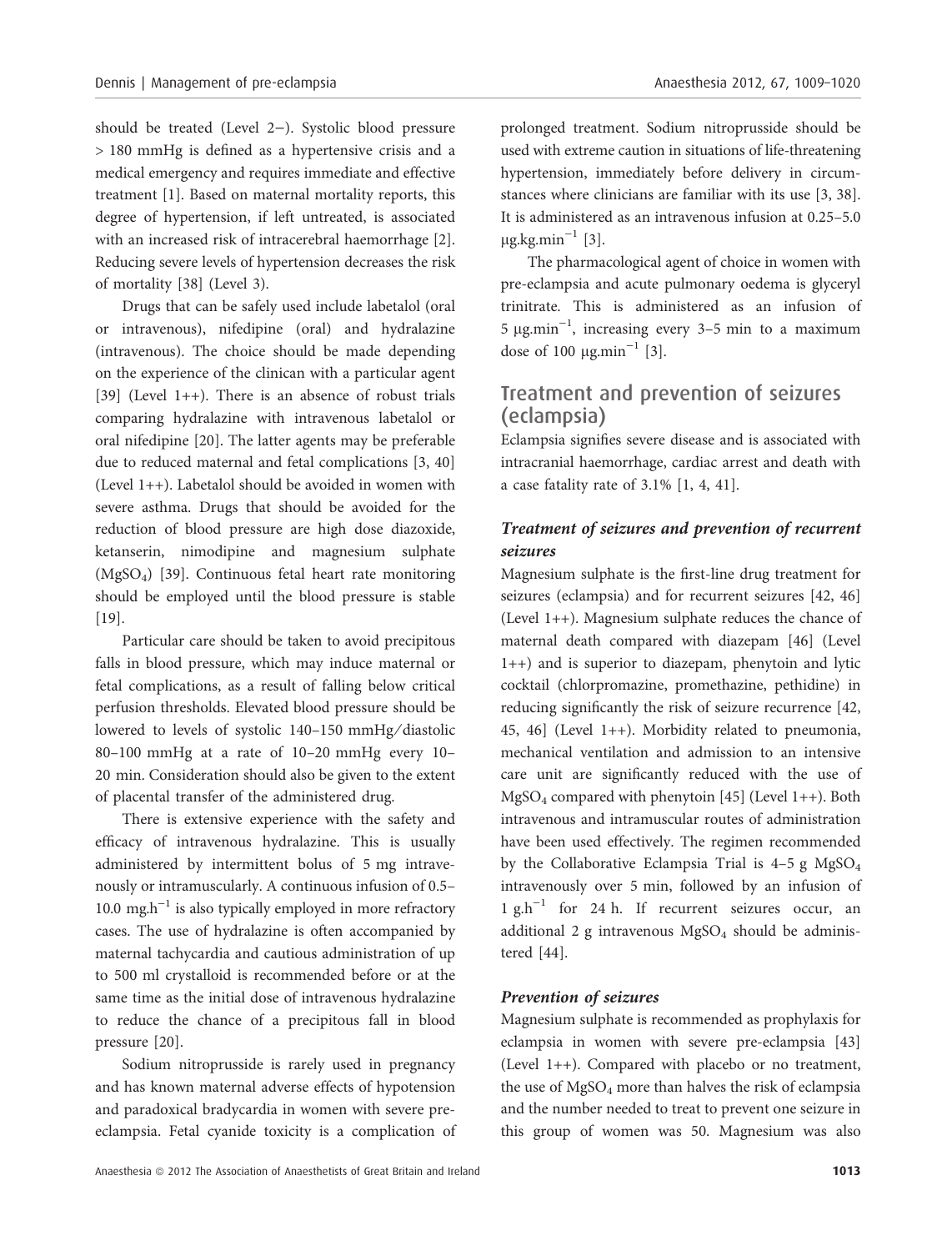should be treated (Level 2−). Systolic blood pressure > 180 mmHg is defined as a hypertensive crisis and a medical emergency and requires immediate and effective treatment [1]. Based on maternal mortality reports, this degree of hypertension, if left untreated, is associated with an increased risk of intracerebral haemorrhage [2]. Reducing severe levels of hypertension decreases the risk of mortality [38] (Level 3).

Drugs that can be safely used include labetalol (oral or intravenous), nifedipine (oral) and hydralazine (intravenous). The choice should be made depending on the experience of the clinican with a particular agent [39] (Level 1++). There is an absence of robust trials comparing hydralazine with intravenous labetalol or oral nifedipine [20]. The latter agents may be preferable due to reduced maternal and fetal complications [3, 40] (Level 1++). Labetalol should be avoided in women with severe asthma. Drugs that should be avoided for the reduction of blood pressure are high dose diazoxide, ketanserin, nimodipine and magnesium sulphate ($MgSO_4$) [39]. Continuous fetal heart rate monitoring should be employed until the blood pressure is stable [19].

Particular care should be taken to avoid precipitous falls in blood pressure, which may induce maternal or fetal complications, as a result of falling below critical perfusion thresholds. Elevated blood pressure should be lowered to levels of systolic 140–150 mmHg/diastolic 80–100 mmHg at a rate of 10–20 mmHg every 10–20 min. Consideration should also be given to the extent of placental transfer of the administered drug.

There is extensive experience with the safety and efficacy of intravenous hydralazine. This is usually administered by intermittent bolus of 5 mg intravenously or intramuscularly. A continuous infusion of 0.5–10.0 $mg.h^{-1}$ is also typically employed in more refractory cases. The use of hydralazine is often accompanied by maternal tachycardia and cautious administration of up to 500 ml crystalloid is recommended before or at the same time as the initial dose of intravenous hydralazine to reduce the chance of a precipitous fall in blood pressure [20].

Sodium nitroprusside is rarely used in pregnancy and has known maternal adverse effects of hypotension and paradoxical bradycardia in women with severe pre-eclampsia. Fetal cyanide toxicity is a complication of prolonged treatment. Sodium nitroprusside should be used with extreme caution in situations of life-threatening hypertension, immediately before delivery in circumstances where clinicians are familiar with its use [3, 38]. It is administered as an intravenous infusion at 0.25–5.0 $\mu g.kg.min^{-1}$ [3].

The pharmacological agent of choice in women with pre-eclampsia and acute pulmonary oedema is glyceryl trinitrate. This is administered as an infusion of 5 $\mu g.min^{-1}$, increasing every 3–5 min to a maximum dose of 100 $\mu g.min^{-1}$ [3].

## Treatment and prevention of seizures (eclampsia)

Eclampsia signifies severe disease and is associated with intracranial haemorrhage, cardiac arrest and death with a case fatality rate of 3.1% [1, 4, 41].

### *Treatment of seizures and prevention of recurrent seizures*

Magnesium sulphate is the first-line drug treatment for seizures (eclampsia) and for recurrent seizures [42, 46] (Level 1++). Magnesium sulphate reduces the chance of maternal death compared with diazepam [46] (Level 1++) and is superior to diazepam, phenytoin and lytic cocktail (chlorpromazine, promethazine, pethidine) in reducing significantly the risk of seizure recurrence [42, 45, 46] (Level 1++). Morbidity related to pneumonia, mechanical ventilation and admission to an intensive care unit are significantly reduced with the use of $MgSO_4$ compared with phenytoin [45] (Level 1++). Both intravenous and intramuscular routes of administration have been used effectively. The regimen recommended by the Collaborative Eclampsia Trial is 4–5 g $MgSO_4$ intravenously over 5 min, followed by an infusion of 1 $g.h^{-1}$ for 24 h. If recurrent seizures occur, an additional 2 g intravenous $MgSO_4$ should be administered [44].

### *Prevention of seizures*

Magnesium sulphate is recommended as prophylaxis for eclampsia in women with severe pre-eclampsia [43] (Level 1++). Compared with placebo or no treatment, the use of $MgSO_4$ more than halves the risk of eclampsia and the number needed to treat to prevent one seizure in this group of women was 50. Magnesium was also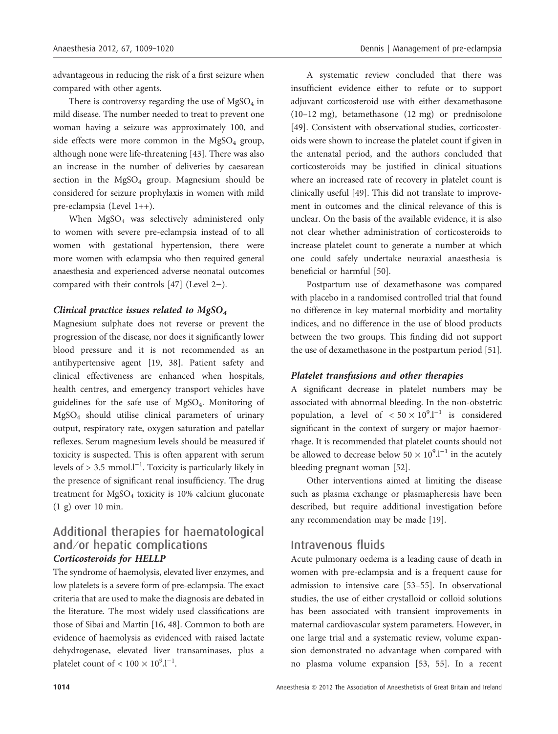advantageous in reducing the risk of a first seizure when compared with other agents.

There is controversy regarding the use of $MgSO_4$ in mild disease. The number needed to treat to prevent one woman having a seizure was approximately 100, and side effects were more common in the $MgSO_4$ group, although none were life-threatening [43]. There was also an increase in the number of deliveries by caesarean section in the $MgSO_4$ group. Magnesium should be considered for seizure prophylaxis in women with mild pre-eclampsia (Level 1++).

When $MgSO_4$ was selectively administered only to women with severe pre-eclampsia instead of to all women with gestational hypertension, there were more women with eclampsia who then required general anaesthesia and experienced adverse neonatal outcomes compared with their controls [47] (Level 2−).

### *Clinical practice issues related to $MgSO_4$*

Magnesium sulphate does not reverse or prevent the progression of the disease, nor does it significantly lower blood pressure and it is not recommended as an antihypertensive agent [19, 38]. Patient safety and clinical effectiveness are enhanced when hospitals, health centres, and emergency transport vehicles have guidelines for the safe use of $MgSO_4$. Monitoring of $MgSO_4$ should utilise clinical parameters of urinary output, respiratory rate, oxygen saturation and patellar reflexes. Serum magnesium levels should be measured if toxicity is suspected. This is often apparent with serum levels of > 3.5 $mmol.l^{-1}$. Toxicity is particularly likely in the presence of significant renal insufficiency. The drug treatment for $MgSO_4$ toxicity is 10% calcium gluconate (1 g) over 10 min.

## Additional therapies for haematological and/or hepatic complications

### *Corticosteroids for HELLP*

The syndrome of haemolysis, elevated liver enzymes, and low platelets is a severe form of pre-eclampsia. The exact criteria that are used to make the diagnosis are debated in the literature. The most widely used classifications are those of Sibai and Martin [16, 48]. Common to both are evidence of haemolysis as evidenced with raised lactate dehydrogenase, elevated liver transaminases, plus a platelet count of < $100 \times 10^9.l^{-1}$.

A systematic review concluded that there was insufficient evidence either to refute or to support adjuvant corticosteroid use with either dexamethasone (10–12 mg), betamethasone (12 mg) or prednisolone [49]. Consistent with observational studies, corticosteroids were shown to increase the platelet count if given in the antenatal period, and the authors concluded that corticosteroids may be justified in clinical situations where an increased rate of recovery in platelet count is clinically useful [49]. This did not translate to improvement in outcomes and the clinical relevance of this is unclear. On the basis of the available evidence, it is also not clear whether administration of corticosteroids to increase platelet count to generate a number at which one could safely undertake neuraxial anaesthesia is beneficial or harmful [50].

Postpartum use of dexamethasone was compared with placebo in a randomised controlled trial that found no difference in key maternal morbidity and mortality indices, and no difference in the use of blood products between the two groups. This finding did not support the use of dexamethasone in the postpartum period [51].

### *Platelet transfusions and other therapies*

A significant decrease in platelet numbers may be associated with abnormal bleeding. In the non-obstetric population, a level of < $50 \times 10^9.l^{-1}$ is considered significant in the context of surgery or major haemorrhage. It is recommended that platelet counts should not be allowed to decrease below $50 \times 10^9.l^{-1}$ in the acutely bleeding pregnant woman [52].

Other interventions aimed at limiting the disease such as plasma exchange or plasmapheresis have been described, but require additional investigation before any recommendation may be made [19].

## Intravenous fluids

Acute pulmonary oedema is a leading cause of death in women with pre-eclampsia and is a frequent cause for admission to intensive care [53–55]. In observational studies, the use of either crystalloid or colloid solutions has been associated with transient improvements in maternal cardiovascular system parameters. However, in one large trial and a systematic review, volume expansion demonstrated no advantage when compared with no plasma volume expansion [53, 55]. In a recent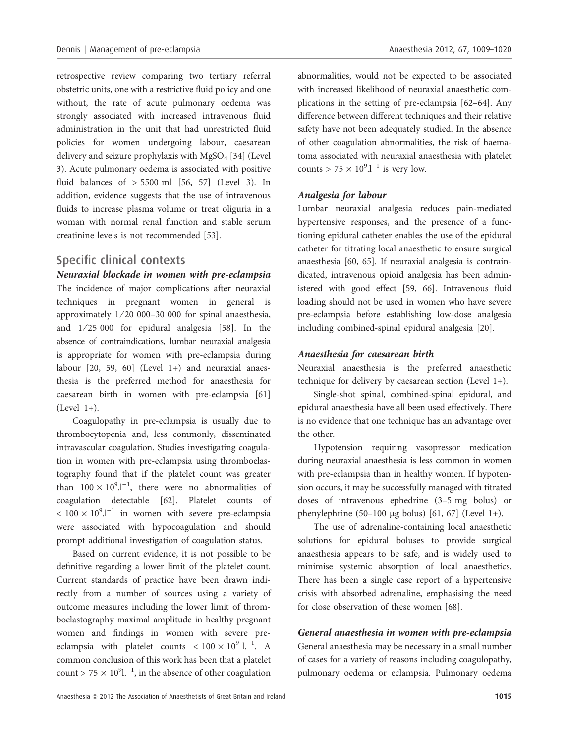retrospective review comparing two tertiary referral obstetric units, one with a restrictive fluid policy and one without, the rate of acute pulmonary oedema was strongly associated with increased intravenous fluid administration in the unit that had unrestricted fluid policies for women undergoing labour, caesarean delivery and seizure prophylaxis with $MgSO_4$ [34] (Level 3). Acute pulmonary oedema is associated with positive fluid balances of > 5500 ml [56, 57] (Level 3). In addition, evidence suggests that the use of intravenous fluids to increase plasma volume or treat oliguria in a woman with normal renal function and stable serum creatinine levels is not recommended [53].

## Specific clinical contexts

### *Neuraxial blockade in women with pre-eclampsia*

The incidence of major complications after neuraxial techniques in pregnant women in general is approximately 1/20 000–30 000 for spinal anaesthesia, and 1/25 000 for epidural analgesia [58]. In the absence of contraindications, lumbar neuraxial analgesia is appropriate for women with pre-eclampsia during labour [20, 59, 60] (Level 1+) and neuraxial anaesthesia is the preferred method for anaesthesia for caesarean birth in women with pre-eclampsia [61] (Level 1+).

Coagulopathy in pre-eclampsia is usually due to thrombocytopenia and, less commonly, disseminated intravascular coagulation. Studies investigating coagulation in women with pre-eclampsia using thromboelastography found that if the platelet count was greater than $100 \times 10^9.l^{-1}$, there were no abnormalities of coagulation detectable [62]. Platelet counts of $< 100 \times 10^9.l^{-1}$ in women with severe pre-eclampsia were associated with hypocoagulation and should prompt additional investigation of coagulation status.

Based on current evidence, it is not possible to be definitive regarding a lower limit of the platelet count. Current standards of practice have been drawn indirectly from a number of sources using a variety of outcome measures including the lower limit of thromboelastography maximal amplitude in healthy pregnant women and findings in women with severe pre-eclampsia with platelet counts $< 100 \times 10^9$ $l.^{-1}$. A common conclusion of this work has been that a platelet count $> 75 \times 10^9 l.^{-1}$, in the absence of other coagulation abnormalities, would not be expected to be associated with increased likelihood of neuraxial anaesthetic complications in the setting of pre-eclampsia [62–64]. Any difference between different techniques and their relative safety have not been adequately studied. In the absence of other coagulation abnormalities, the risk of haematoma associated with neuraxial anaesthesia with platelet counts $> 75 \times 10^9.l^{-1}$ is very low.

### *Analgesia for labour*

Lumbar neuraxial analgesia reduces pain-mediated hypertensive responses, and the presence of a functioning epidural catheter enables the use of the epidural catheter for titrating local anaesthetic to ensure surgical anaesthesia [60, 65]. If neuraxial analgesia is contraindicated, intravenous opioid analgesia has been administered with good effect [59, 66]. Intravenous fluid loading should not be used in women who have severe pre-eclampsia before establishing low-dose analgesia including combined-spinal epidural analgesia [20].

### *Anaesthesia for caesarean birth*

Neuraxial anaesthesia is the preferred anaesthetic technique for delivery by caesarean section (Level 1+).

Single-shot spinal, combined-spinal epidural, and epidural anaesthesia have all been used effectively. There is no evidence that one technique has an advantage over the other.

Hypotension requiring vasopressor medication during neuraxial anaesthesia is less common in women with pre-eclampsia than in healthy women. If hypotension occurs, it may be successfully managed with titrated doses of intravenous ephedrine (3–5 mg bolus) or phenylephrine (50–100 μg bolus) [61, 67] (Level 1+).

The use of adrenaline-containing local anaesthetic solutions for epidural boluses to provide surgical anaesthesia appears to be safe, and is widely used to minimise systemic absorption of local anaesthetics. There has been a single case report of a hypertensive crisis with absorbed adrenaline, emphasising the need for close observation of these women [68].

### *General anaesthesia in women with pre-eclampsia*

General anaesthesia may be necessary in a small number of cases for a variety of reasons including coagulopathy, pulmonary oedema or eclampsia. Pulmonary oedema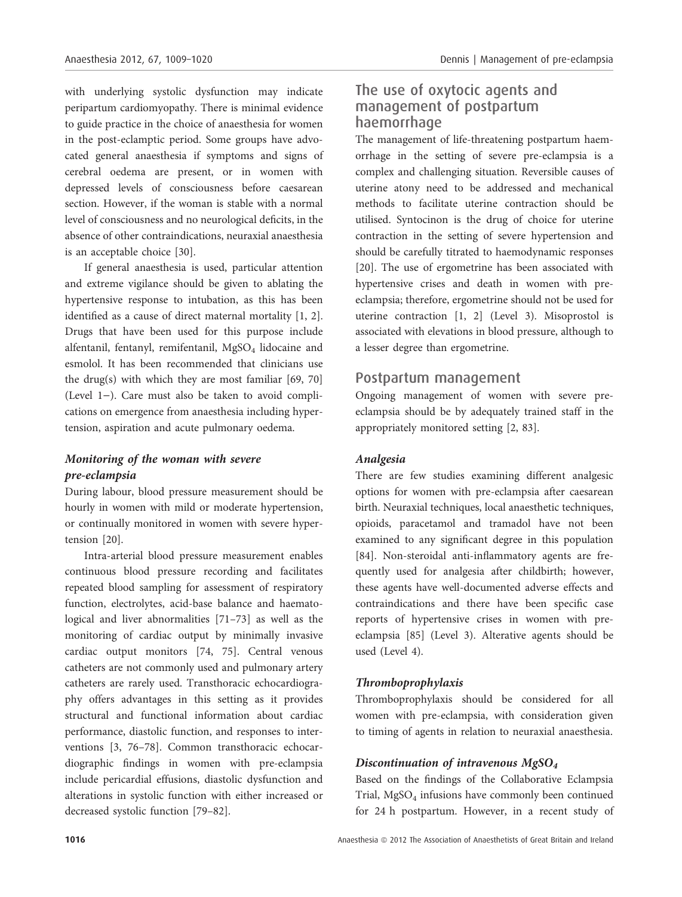with underlying systolic dysfunction may indicate peripartum cardiomyopathy. There is minimal evidence to guide practice in the choice of anaesthesia for women in the post-eclamptic period. Some groups have advocated general anaesthesia if symptoms and signs of cerebral oedema are present, or in women with depressed levels of consciousness before caesarean section. However, if the woman is stable with a normal level of consciousness and no neurological deficits, in the absence of other contraindications, neuraxial anaesthesia is an acceptable choice [30].

If general anaesthesia is used, particular attention and extreme vigilance should be given to ablating the hypertensive response to intubation, as this has been identified as a cause of direct maternal mortality [1, 2]. Drugs that have been used for this purpose include alfentanil, fentanyl, remifentanil, $MgSO_4$ lidocaine and esmolol. It has been recommended that clinicians use the drug(s) with which they are most familiar [69, 70] (Level 1−). Care must also be taken to avoid complications on emergence from anaesthesia including hypertension, aspiration and acute pulmonary oedema.

### *Monitoring of the woman with severe pre-eclampsia*

During labour, blood pressure measurement should be hourly in women with mild or moderate hypertension, or continually monitored in women with severe hypertension [20].

Intra-arterial blood pressure measurement enables continuous blood pressure recording and facilitates repeated blood sampling for assessment of respiratory function, electrolytes, acid-base balance and haematological and liver abnormalities [71–73] as well as the monitoring of cardiac output by minimally invasive cardiac output monitors [74, 75]. Central venous catheters are not commonly used and pulmonary artery catheters are rarely used. Transthoracic echocardiography offers advantages in this setting as it provides structural and functional information about cardiac performance, diastolic function, and responses to interventions [3, 76–78]. Common transthoracic echocardiographic findings in women with pre-eclampsia include pericardial effusions, diastolic dysfunction and alterations in systolic function with either increased or decreased systolic function [79–82].

## The use of oxytocic agents and management of postpartum haemorrhage

The management of life-threatening postpartum haemorrhage in the setting of severe pre-eclampsia is a complex and challenging situation. Reversible causes of uterine atony need to be addressed and mechanical methods to facilitate uterine contraction should be utilised. Syntocinon is the drug of choice for uterine contraction in the setting of severe hypertension and should be carefully titrated to haemodynamic responses [20]. The use of ergometrine has been associated with hypertensive crises and death in women with pre-eclampsia; therefore, ergometrine should not be used for uterine contraction [1, 2] (Level 3). Misoprostol is associated with elevations in blood pressure, although to a lesser degree than ergometrine.

## Postpartum management

Ongoing management of women with severe pre-eclampsia should be by adequately trained staff in the appropriately monitored setting [2, 83].

### *Analgesia*

There are few studies examining different analgesic options for women with pre-eclampsia after caesarean birth. Neuraxial techniques, local anaesthetic techniques, opioids, paracetamol and tramadol have not been examined to any significant degree in this population [84]. Non-steroidal anti-inflammatory agents are frequently used for analgesia after childbirth; however, these agents have well-documented adverse effects and contraindications and there have been specific case reports of hypertensive crises in women with pre-eclampsia [85] (Level 3). Alterative agents should be used (Level 4).

### *Thromboprophylaxis*

Thromboprophylaxis should be considered for all women with pre-eclampsia, with consideration given to timing of agents in relation to neuraxial anaesthesia.

### *Discontinuation of intravenous $MgSO_4$*

Based on the findings of the Collaborative Eclampsia Trial, $MgSO_4$ infusions have commonly been continued for 24 h postpartum. However, in a recent study of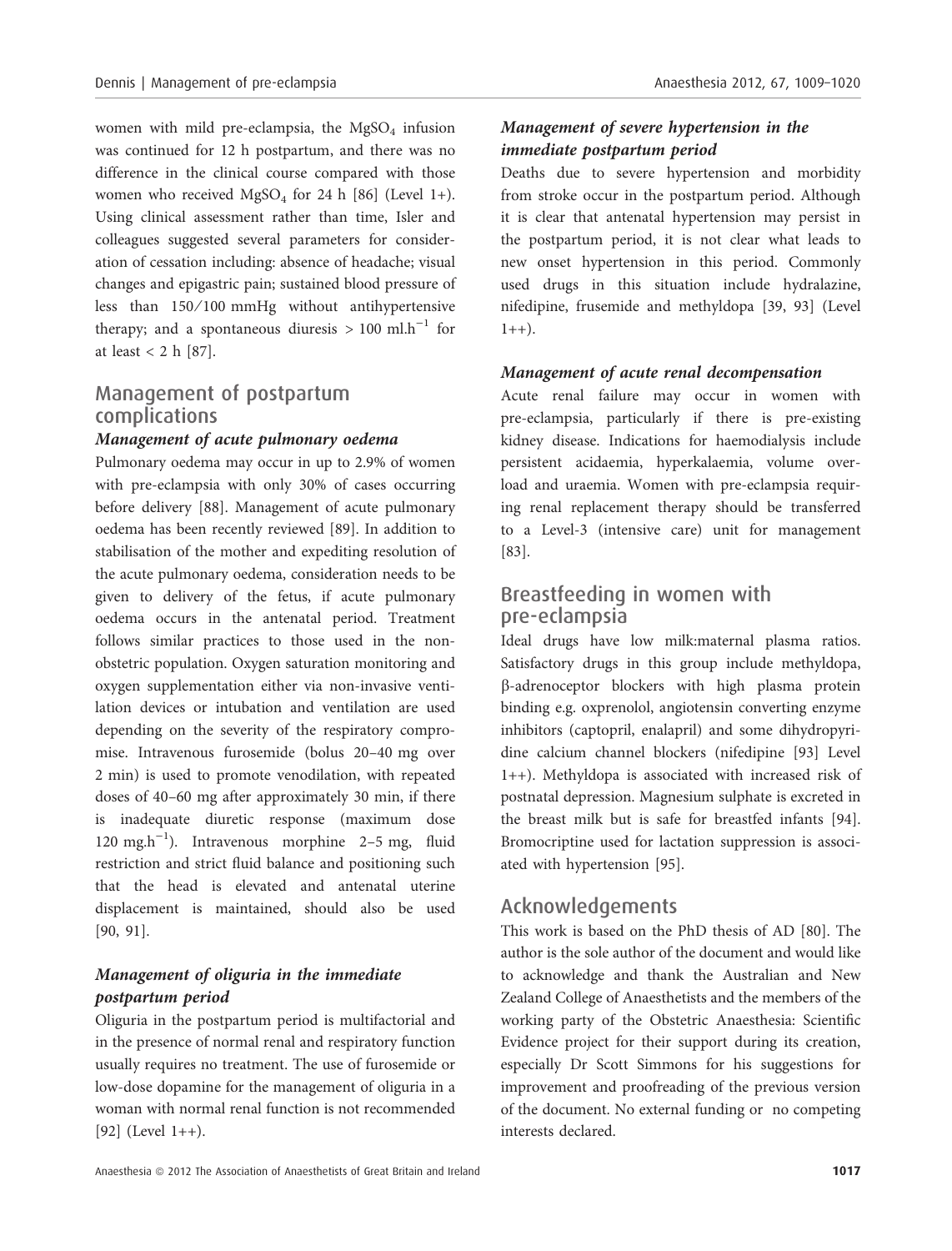women with mild pre-eclampsia, the $MgSO_4$ infusion was continued for 12 h postpartum, and there was no difference in the clinical course compared with those women who received $MgSO_4$ for 24 h [86] (Level 1+). Using clinical assessment rather than time, Isler and colleagues suggested several parameters for consideration of cessation including: absence of headache; visual changes and epigastric pain; sustained blood pressure of less than 150/100 mmHg without antihypertensive therapy; and a spontaneous diuresis > 100 $ml.h^{-1}$ for at least < 2 h [87].

## Management of postpartum complications

### *Management of acute pulmonary oedema*

Pulmonary oedema may occur in up to 2.9% of women with pre-eclampsia with only 30% of cases occurring before delivery [88]. Management of acute pulmonary oedema has been recently reviewed [89]. In addition to stabilisation of the mother and expediting resolution of the acute pulmonary oedema, consideration needs to be given to delivery of the fetus, if acute pulmonary oedema occurs in the antenatal period. Treatment follows similar practices to those used in the non-obstetric population. Oxygen saturation monitoring and oxygen supplementation either via non-invasive ventilation devices or intubation and ventilation are used depending on the severity of the respiratory compromise. Intravenous furosemide (bolus 20–40 mg over 2 min) is used to promote venodilation, with repeated doses of 40–60 mg after approximately 30 min, if there is inadequate diuretic response (maximum dose 120 $mg.h^{-1}$). Intravenous morphine 2–5 mg, fluid restriction and strict fluid balance and positioning such that the head is elevated and antenatal uterine displacement is maintained, should also be used [90, 91].

### *Management of oliguria in the immediate postpartum period*

Oliguria in the postpartum period is multifactorial and in the presence of normal renal and respiratory function usually requires no treatment. The use of furosemide or low-dose dopamine for the management of oliguria in a woman with normal renal function is not recommended [92] (Level 1++).

### *Management of severe hypertension in the immediate postpartum period*

Deaths due to severe hypertension and morbidity from stroke occur in the postpartum period. Although it is clear that antenatal hypertension may persist in the postpartum period, it is not clear what leads to new onset hypertension in this period. Commonly used drugs in this situation include hydralazine, nifedipine, frusemide and methyldopa [39, 93] (Level 1++).

### *Management of acute renal decompensation*

Acute renal failure may occur in women with pre-eclampsia, particularly if there is pre-existing kidney disease. Indications for haemodialysis include persistent acidaemia, hyperkalaemia, volume overload and uraemia. Women with pre-eclampsia requiring renal replacement therapy should be transferred to a Level-3 (intensive care) unit for management [83].

## Breastfeeding in women with pre-eclampsia

Ideal drugs have low milk:maternal plasma ratios. Satisfactory drugs in this group include methyldopa, β-adrenoceptor blockers with high plasma protein binding e.g. oxprenolol, angiotensin converting enzyme inhibitors (captopril, enalapril) and some dihydropyridine calcium channel blockers (nifedipine [93] Level 1++). Methyldopa is associated with increased risk of postnatal depression. Magnesium sulphate is excreted in the breast milk but is safe for breastfed infants [94]. Bromocriptine used for lactation suppression is associated with hypertension [95].

## Acknowledgements

This work is based on the PhD thesis of AD [80]. The author is the sole author of the document and would like to acknowledge and thank the Australian and New Zealand College of Anaesthetists and the members of the working party of the Obstetric Anaesthesia: Scientific Evidence project for their support during its creation, especially Dr Scott Simmons for his suggestions for improvement and proofreading of the previous version of the document. No external funding or no competing interests declared.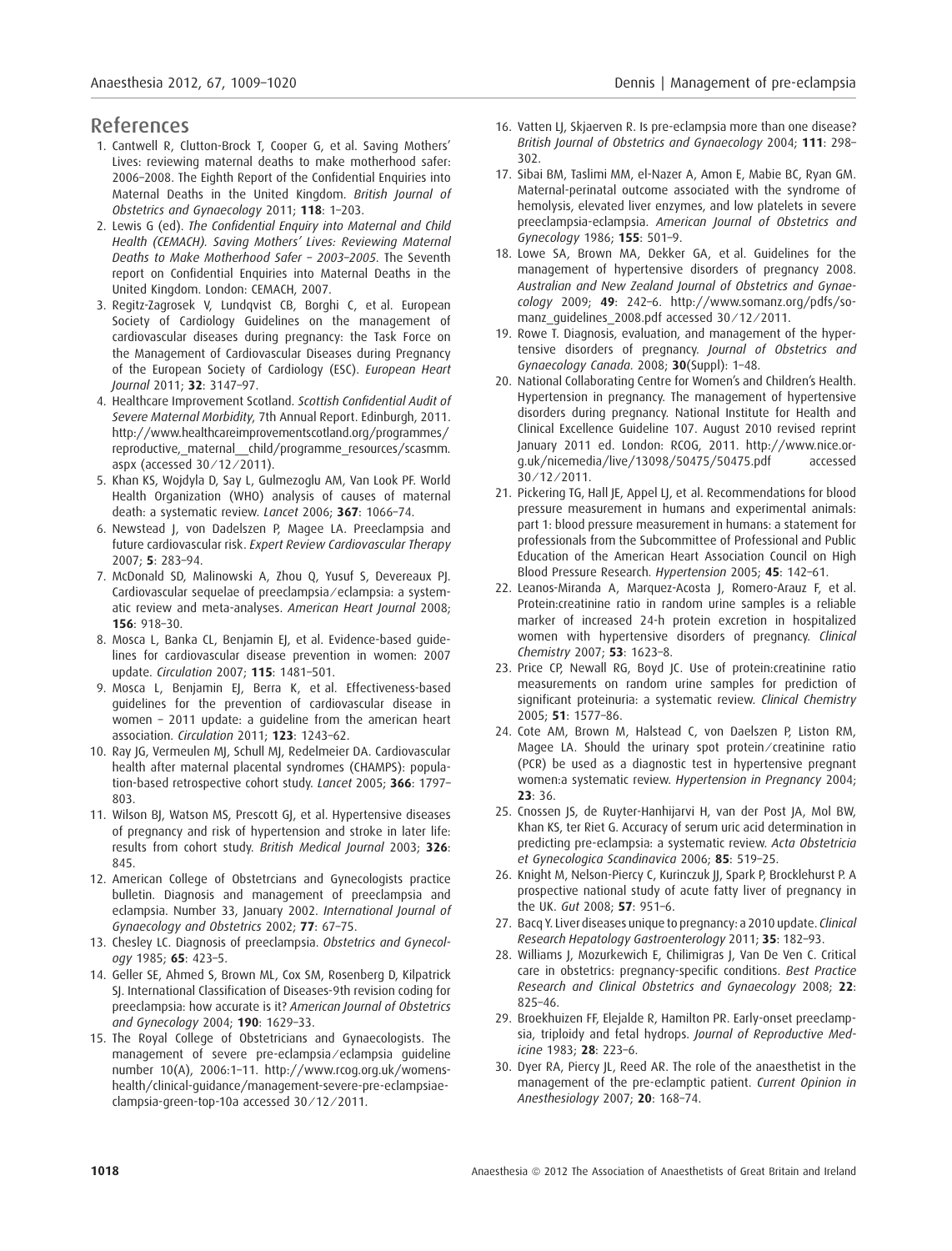## References

1. Cantwell R, Clutton-Brock T, Cooper G, et al. Saving Mothers' Lives: reviewing maternal deaths to make motherhood safer: 2006–2008. The Eighth Report of the Confidential Enquiries into Maternal Deaths in the United Kingdom. *British Journal of Obstetrics and Gynaecology* 2011; **118**: 1–203.
2. Lewis G (ed). *The Confidential Enquiry into Maternal and Child Health (CEMACH). Saving Mothers' Lives: Reviewing Maternal Deaths to Make Motherhood Safer – 2003–2005*. The Seventh report on Confidential Enquiries into Maternal Deaths in the United Kingdom. London: CEMACH, 2007.
3. Regitz-Zagrosek V, Lundqvist CB, Borghi C, et al. European Society of Cardiology Guidelines on the management of cardiovascular diseases during pregnancy: the Task Force on the Management of Cardiovascular Diseases during Pregnancy of the European Society of Cardiology (ESC). *European Heart Journal* 2011; **32**: 3147–97.
4. Healthcare Improvement Scotland. *Scottish Confidential Audit of Severe Maternal Morbidity*, 7th Annual Report. Edinburgh, 2011. http://www.healthcareimprovementscotland.org/programmes/reproductive,_maternal__child/programme_resources/scasmm.aspx (accessed 30/12/2011).
5. Khan KS, Wojdyla D, Say L, Gulmezoglu AM, Van Look PF. World Health Organization (WHO) analysis of causes of maternal death: a systematic review. *Lancet* 2006; **367**: 1066–74.
6. Newstead J, von Dadelszen P, Magee LA. Preeclampsia and future cardiovascular risk. *Expert Review Cardiovascular Therapy* 2007; **5**: 283–94.
7. McDonald SD, Malinowski A, Zhou Q, Yusuf S, Devereaux PJ. Cardiovascular sequelae of preeclampsia/eclampsia: a systematic review and meta-analyses. *American Heart Journal* 2008; **156**: 918–30.
8. Mosca L, Banka CL, Benjamin EJ, et al. Evidence-based guidelines for cardiovascular disease prevention in women: 2007 update. *Circulation* 2007; **115**: 1481–501.
9. Mosca L, Benjamin EJ, Berra K, et al. Effectiveness-based guidelines for the prevention of cardiovascular disease in women – 2011 update: a guideline from the american heart association. *Circulation* 2011; **123**: 1243–62.
10. Ray JG, Vermeulen MJ, Schull MJ, Redelmeier DA. Cardiovascular health after maternal placental syndromes (CHAMPS): population-based retrospective cohort study. *Lancet* 2005; **366**: 1797–803.
11. Wilson BJ, Watson MS, Prescott GJ, et al. Hypertensive diseases of pregnancy and risk of hypertension and stroke in later life: results from cohort study. *British Medical Journal* 2003; **326**: 845.
12. American College of Obstetrcians and Gynecologists practice bulletin. Diagnosis and management of preeclampsia and eclampsia. Number 33, January 2002. *International Journal of Gynaecology and Obstetrics* 2002; **77**: 67–75.
13. Chesley LC. Diagnosis of preeclampsia. *Obstetrics and Gynecology* 1985; **65**: 423–5.
14. Geller SE, Ahmed S, Brown ML, Cox SM, Rosenberg D, Kilpatrick SJ. International Classification of Diseases-9th revision coding for preeclampsia: how accurate is it? *American Journal of Obstetrics and Gynecology* 2004; **190**: 1629–33.
15. The Royal College of Obstetricians and Gynaecologists. The management of severe pre-eclampsia/eclampsia guideline number 10(A), 2006:1–11. http://www.rcog.org.uk/womens-health/clinical-guidance/management-severe-pre-eclampsiae-clampsia-green-top-10a accessed 30/12/2011.
16. Vatten LJ, Skjaerven R. Is pre-eclampsia more than one disease? *British Journal of Obstetrics and Gynaecology* 2004; **111**: 298–302.
17. Sibai BM, Taslimi MM, el-Nazer A, Amon E, Mabie BC, Ryan GM. Maternal-perinatal outcome associated with the syndrome of hemolysis, elevated liver enzymes, and low platelets in severe preeclampsia-eclampsia. *American Journal of Obstetrics and Gynecology* 1986; **155**: 501–9.
18. Lowe SA, Brown MA, Dekker GA, et al. Guidelines for the management of hypertensive disorders of pregnancy 2008. *Australian and New Zealand Journal of Obstetrics and Gynaecology* 2009; **49**: 242–6. http://www.somanz.org/pdfs/somanz_guidelines_2008.pdf accessed 30/12/2011.
19. Rowe T. Diagnosis, evaluation, and management of the hypertensive disorders of pregnancy. *Journal of Obstetrics and Gynaecology Canada*. 2008; **30**(Suppl): 1–48.
20. National Collaborating Centre for Women's and Children's Health. Hypertension in pregnancy. The management of hypertensive disorders during pregnancy. National Institute for Health and Clinical Excellence Guideline 107. August 2010 revised reprint January 2011 ed. London: RCOG, 2011. http://www.nice.org.uk/nicemedia/live/13098/50475/50475.pdf accessed 30/12/2011.
21. Pickering TG, Hall JE, Appel LJ, et al. Recommendations for blood pressure measurement in humans and experimental animals: part 1: blood pressure measurement in humans: a statement for professionals from the Subcommittee of Professional and Public Education of the American Heart Association Council on High Blood Pressure Research. *Hypertension* 2005; **45**: 142–61.
22. Leanos-Miranda A, Marquez-Acosta J, Romero-Arauz F, et al. Protein:creatinine ratio in random urine samples is a reliable marker of increased 24-h protein excretion in hospitalized women with hypertensive disorders of pregnancy. *Clinical Chemistry* 2007; **53**: 1623–8.
23. Price CP, Newall RG, Boyd JC. Use of protein:creatinine ratio measurements on random urine samples for prediction of significant proteinuria: a systematic review. *Clinical Chemistry* 2005; **51**: 1577–86.
24. Cote AM, Brown M, Halstead C, von Daelszen P, Liston RM, Magee LA. Should the urinary spot protein/creatinine ratio (PCR) be used as a diagnostic test in hypertensive pregnant women:a systematic review. *Hypertension in Pregnancy* 2004; **23**: 36.
25. Cnossen JS, de Ruyter-Hanhijarvi H, van der Post JA, Mol BW, Khan KS, ter Riet G. Accuracy of serum uric acid determination in predicting pre-eclampsia: a systematic review. *Acta Obstetricia et Gynecologica Scandinavica* 2006; **85**: 519–25.
26. Knight M, Nelson-Piercy C, Kurinczuk JJ, Spark P, Brocklehurst P. A prospective national study of acute fatty liver of pregnancy in the UK. *Gut* 2008; **57**: 951–6.
27. Bacq Y. Liver diseases unique to pregnancy: a 2010 update. *Clinical Research Hepatology Gastroenterology* 2011; **35**: 182–93.
28. Williams J, Mozurkewich E, Chilimigras J, Van De Ven C. Critical care in obstetrics: pregnancy-specific conditions. *Best Practice Research and Clinical Obstetrics and Gynaecology* 2008; **22**: 825–46.
29. Broekhuizen FF, Elejalde R, Hamilton PR. Early-onset preeclampsia, triploidy and fetal hydrops. *Journal of Reproductive Medicine* 1983; **28**: 223–6.
30. Dyer RA, Piercy JL, Reed AR. The role of the anaesthetist in the management of the pre-eclamptic patient. *Current Opinion in Anesthesiology* 2007; **20**: 168–74.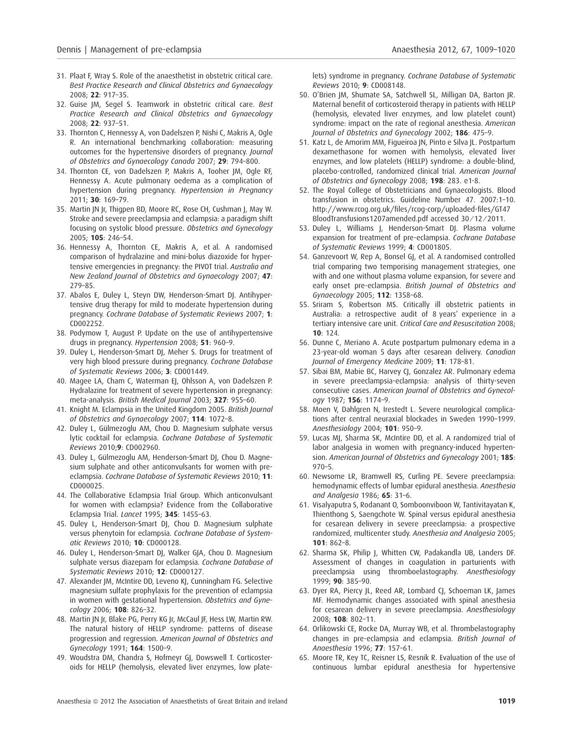31. Plaat F, Wray S. Role of the anaesthetist in obstetric critical care. *Best Practice Research and Clinical Obstetrics and Gynaecology* 2008; **22**: 917–35.
32. Guise JM, Segel S. Teamwork in obstetric critical care. *Best Practice Research and Clinical Obstetrics and Gynaecology* 2008; **22**: 937–51.
33. Thornton C, Hennessy A, von Dadelszen P, Nishi C, Makris A, Ogle R. An international benchmarking collaboration: measuring outcomes for the hypertensive disorders of pregnancy. *Journal of Obstetrics and Gynaecology Canada* 2007; **29**: 794–800.
34. Thornton CE, von Dadelszen P, Makris A, Tooher JM, Ogle RF, Hennessy A. Acute pulmonary oedema as a complication of hypertension during pregnancy. *Hypertension in Pregnancy* 2011; **30**: 169–79.
35. Martin JN Jr, Thigpen BD, Moore RC, Rose CH, Cushman J, May W. Stroke and severe preeclampsia and eclampsia: a paradigm shift focusing on systolic blood pressure. *Obstetrics and Gynecology* 2005; **105**: 246–54.
36. Hennessy A, Thornton CE, Makris A, et al. A randomised comparison of hydralazine and mini-bolus diazoxide for hypertensive emergencies in pregnancy: the PIVOT trial. *Australia and New Zealand Journal of Obstetrics and Gynaecology* 2007; **47**: 279–85.
37. Abalos E, Duley L, Steyn DW, Henderson-Smart DJ. Antihypertensive drug therapy for mild to moderate hypertension during pregnancy. *Cochrane Database of Systematic Reviews* 2007; **1**: CD002252.
38. Podymow T, August P. Update on the use of antihypertensive drugs in pregnancy. *Hypertension* 2008; **51**: 960–9.
39. Duley L, Henderson-Smart DJ, Meher S. Drugs for treatment of very high blood pressure during pregnancy. *Cochrane Database of Systematic Reviews* 2006; **3**: CD001449.
40. Magee LA, Cham C, Waterman EJ, Ohlsson A, von Dadelszen P. Hydralazine for treatment of severe hypertension in pregnancy: meta-analysis. *British Medical Journal* 2003; **327**: 955–60.
41. Knight M. Eclampsia in the United Kingdom 2005. *British Journal of Obstetrics and Gynaecology* 2007; **114**: 1072–8.
42. Duley L, Gülmezoglu AM, Chou D. Magnesium sulphate versus lytic cocktail for eclampsia. *Cochrane Database of Systematic Reviews* 2010;**9**: CD002960.
43. Duley L, Gülmezoglu AM, Henderson-Smart DJ, Chou D. Magnesium sulphate and other anticonvulsants for women with pre-eclampsia. *Cochrane Database of Systematic Reviews* 2010; **11**: CD000025.
44. The Collaborative Eclampsia Trial Group. Which anticonvulsant for women with eclampsia? Evidence from the Collaborative Eclampsia Trial. *Lancet* 1995; **345**: 1455–63.
45. Duley L, Henderson-Smart DJ, Chou D. Magnesium sulphate versus phenytoin for eclampsia. *Cochrane Database of Systematic Reviews* 2010; **10**: CD000128.
46. Duley L, Henderson-Smart DJ, Walker GJA, Chou D. Magnesium sulphate versus diazepam for eclampsia. *Cochrane Database of Systematic Reviews* 2010; **12**: CD000127.
47. Alexander JM, McIntire DD, Leveno KJ, Cunningham FG. Selective magnesium sulfate prophylaxis for the prevention of eclampsia in women with gestational hypertension. *Obstetrics and Gynecology* 2006; **108**: 826–32.
48. Martin JN Jr, Blake PG, Perry KG Jr, McCaul JF, Hess LW, Martin RW. The natural history of HELLP syndrome: patterns of disease progression and regression. *American Journal of Obstetrics and Gynecology* 1991; **164**: 1500–9.
49. Woudstra DM, Chandra S, Hofmeyr GJ, Dowswell T. Corticosteroids for HELLP (hemolysis, elevated liver enzymes, low platelets) syndrome in pregnancy. *Cochrane Database of Systematic Reviews* 2010; **9**: CD008148.
50. O'Brien JM, Shumate SA, Satchwell SL, Milligan DA, Barton JR. Maternal benefit of corticosteroid therapy in patients with HELLP (hemolysis, elevated liver enzymes, and low platelet count) syndrome: impact on the rate of regional anesthesia. *American Journal of Obstetrics and Gynecology* 2002; **186**: 475–9.
51. Katz L, de Amorim MM, Figueiroa JN, Pinto e Silva JL. Postpartum dexamethasone for women with hemolysis, elevated liver enzymes, and low platelets (HELLP) syndrome: a double-blind, placebo-controlled, randomized clinical trial. *American Journal of Obstetrics and Gynecology* 2008; **198**: 283. e1-8.
52. The Royal College of Obstetricians and Gynaecologists. Blood transfusion in obstetrics. Guideline Number 47. 2007:1–10. http://www.rcog.org.uk/files/rcog-corp/uploaded-files/GT47BloodTransfusions1207amended.pdf accessed 30/12/2011.
53. Duley L, Williams J, Henderson-Smart DJ. Plasma volume expansion for treatment of pre-eclampsia. *Cochrane Database of Systematic Reviews* 1999; **4**: CD001805.
54. Ganzevoort W, Rep A, Bonsel GJ, et al. A randomised controlled trial comparing two temporising management strategies, one with and one without plasma volume expansion, for severe and early onset pre-eclampsia. *British Journal of Obstetrics and Gynaecology* 2005; **112**: 1358–68.
55. Sriram S, Robertson MS. Critically ill obstetric patients in Australia: a retrospective audit of 8 years' experience in a tertiary intensive care unit. *Critical Care and Resuscitation* 2008; **10**: 124.
56. Dunne C, Meriano A. Acute postpartum pulmonary edema in a 23-year-old woman 5 days after cesarean delivery. *Canadian Journal of Emergency Medicine* 2009; **11**: 178–81.
57. Sibai BM, Mabie BC, Harvey CJ, Gonzalez AR. Pulmonary edema in severe preeclampsia-eclampsia: analysis of thirty-seven consecutive cases. *American Journal of Obstetrics and Gynecology* 1987; **156**: 1174–9.
58. Moen V, Dahlgren N, Irestedt L. Severe neurological complications after central neuraxial blockades in Sweden 1990–1999. *Anesthesiology* 2004; **101**: 950–9.
59. Lucas MJ, Sharma SK, McIntire DD, et al. A randomized trial of labor analgesia in women with pregnancy-induced hypertension. *American Journal of Obstetrics and Gynecology* 2001; **185**: 970–5.
60. Newsome LR, Bramwell RS, Curling PE. Severe preeclampsia: hemodynamic effects of lumbar epidural anesthesia. *Anesthesia and Analgesia* 1986; **65**: 31–6.
61. Visalyaputra S, Rodanant O, Somboonviboon W, Tantivitayatan K, Thienthong S, Saengchote W. Spinal versus epidural anesthesia for cesarean delivery in severe preeclampsia: a prospective randomized, multicenter study. *Anesthesia and Analgesia* 2005; **101**: 862–8.
62. Sharma SK, Philip J, Whitten CW, Padakandla UB, Landers DF. Assessment of changes in coagulation in parturients with preeclampsia using thromboelastography. *Anesthesiology* 1999; **90**: 385–90.
63. Dyer RA, Piercy JL, Reed AR, Lombard CJ, Schoeman LK, James MF. Hemodynamic changes associated with spinal anesthesia for cesarean delivery in severe preeclampsia. *Anesthesiology* 2008; **108**: 802–11.
64. Orlikowski CE, Rocke DA, Murray WB, et al. Thrombelastography changes in pre-eclampsia and eclampsia. *British Journal of Anaesthesia* 1996; **77**: 157–61.
65. Moore TR, Key TC, Reisner LS, Resnik R. Evaluation of the use of continuous lumbar epidural anesthesia for hypertensive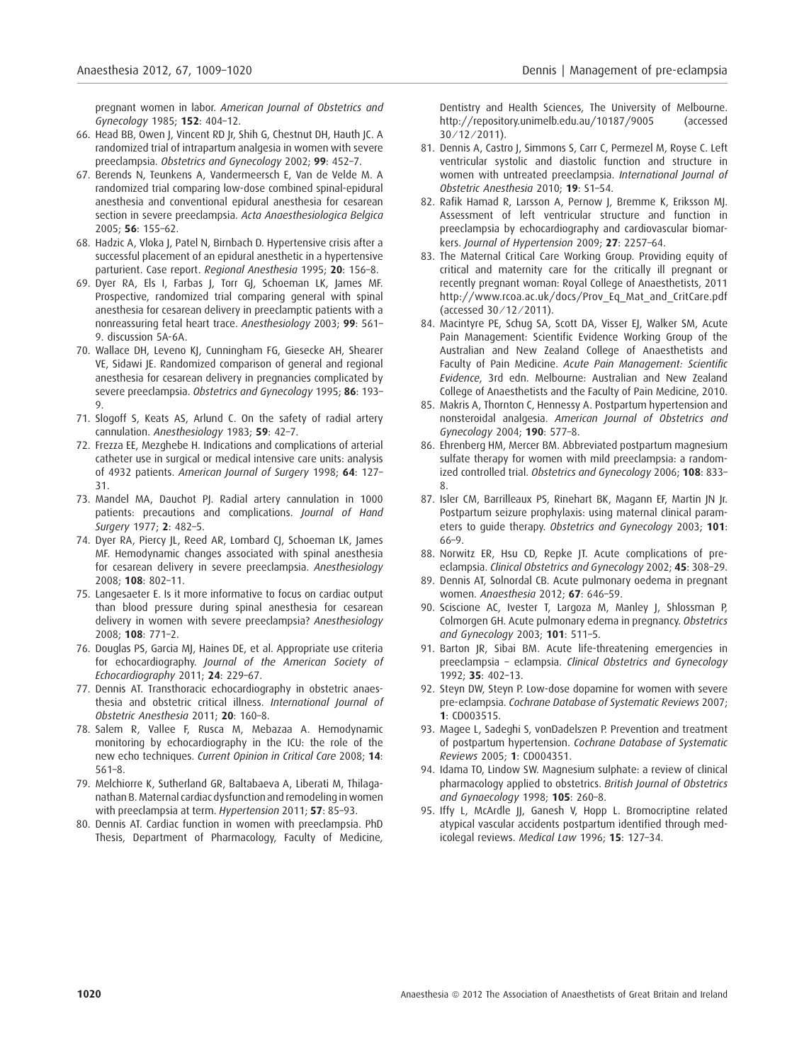pregnant women in labor. *American Journal of Obstetrics and Gynecology* 1985; **152**: 404–12.

66. Head BB, Owen J, Vincent RD Jr, Shih G, Chestnut DH, Hauth JC. A randomized trial of intrapartum analgesia in women with severe preeclampsia. *Obstetrics and Gynecology* 2002; **99**: 452–7.
67. Berends N, Teunkens A, Vandermeersch E, Van de Velde M. A randomized trial comparing low-dose combined spinal-epidural anesthesia and conventional epidural anesthesia for cesarean section in severe preeclampsia. *Acta Anaesthesiologica Belgica* 2005; **56**: 155–62.
68. Hadzic A, Vloka J, Patel N, Birnbach D. Hypertensive crisis after a successful placement of an epidural anesthetic in a hypertensive parturient. Case report. *Regional Anesthesia* 1995; **20**: 156–8.
69. Dyer RA, Els I, Farbas J, Torr GJ, Schoeman LK, James MF. Prospective, randomized trial comparing general with spinal anesthesia for cesarean delivery in preeclamptic patients with a nonreassuring fetal heart trace. *Anesthesiology* 2003; **99**: 561–9. discussion 5A-6A.
70. Wallace DH, Leveno KJ, Cunningham FG, Giesecke AH, Shearer VE, Sidawi JE. Randomized comparison of general and regional anesthesia for cesarean delivery in pregnancies complicated by severe preeclampsia. *Obstetrics and Gynecology* 1995; **86**: 193–9.
71. Slogoff S, Keats AS, Arlund C. On the safety of radial artery cannulation. *Anesthesiology* 1983; **59**: 42–7.
72. Frezza EE, Mezghebe H. Indications and complications of arterial catheter use in surgical or medical intensive care units: analysis of 4932 patients. *American Journal of Surgery* 1998; **64**: 127–31.
73. Mandel MA, Dauchot PJ. Radial artery cannulation in 1000 patients: precautions and complications. *Journal of Hand Surgery* 1977; **2**: 482–5.
74. Dyer RA, Piercy JL, Reed AR, Lombard CJ, Schoeman LK, James MF. Hemodynamic changes associated with spinal anesthesia for cesarean delivery in severe preeclampsia. *Anesthesiology* 2008; **108**: 802–11.
75. Langesaeter E. Is it more informative to focus on cardiac output than blood pressure during spinal anesthesia for cesarean delivery in women with severe preeclampsia? *Anesthesiology* 2008; **108**: 771–2.
76. Douglas PS, Garcia MJ, Haines DE, et al. Appropriate use criteria for echocardiography. *Journal of the American Society of Echocardiography* 2011; **24**: 229–67.
77. Dennis AT. Transthoracic echocardiography in obstetric anaesthesia and obstetric critical illness. *International Journal of Obstetric Anesthesia* 2011; **20**: 160–8.
78. Salem R, Vallee F, Rusca M, Mebazaa A. Hemodynamic monitoring by echocardiography in the ICU: the role of the new echo techniques. *Current Opinion in Critical Care* 2008; **14**: 561–8.
79. Melchiorre K, Sutherland GR, Baltabaeva A, Liberati M, Thilaganathan B. Maternal cardiac dysfunction and remodeling in women with preeclampsia at term. *Hypertension* 2011; **57**: 85–93.
80. Dennis AT. Cardiac function in women with preeclampsia. PhD Thesis, Department of Pharmacology, Faculty of Medicine, Dentistry and Health Sciences, The University of Melbourne. http://repository.unimelb.edu.au/10187/9005 (accessed 30/12/2011).
81. Dennis A, Castro J, Simmons S, Carr C, Permezel M, Royse C. Left ventricular systolic and diastolic function and structure in women with untreated preeclampsia. *International Journal of Obstetric Anesthesia* 2010; **19**: S1–54.
82. Rafik Hamad R, Larsson A, Pernow J, Bremme K, Eriksson MJ. Assessment of left ventricular structure and function in preeclampsia by echocardiography and cardiovascular biomarkers. *Journal of Hypertension* 2009; **27**: 2257–64.
83. The Maternal Critical Care Working Group. Providing equity of critical and maternity care for the critically ill pregnant or recently pregnant woman: Royal College of Anaesthetists, 2011 http://www.rcoa.ac.uk/docs/Prov_Eq_Mat_and_CritCare.pdf (accessed 30/12/2011).
84. Macintyre PE, Schug SA, Scott DA, Visser EJ, Walker SM, Acute Pain Management: Scientific Evidence Working Group of the Australian and New Zealand College of Anaesthetists and Faculty of Pain Medicine. *Acute Pain Management: Scientific Evidence*, 3rd edn. Melbourne: Australian and New Zealand College of Anaesthetists and the Faculty of Pain Medicine, 2010.
85. Makris A, Thornton C, Hennessy A. Postpartum hypertension and nonsteroidal analgesia. *American Journal of Obstetrics and Gynecology* 2004; **190**: 577–8.
86. Ehrenberg HM, Mercer BM. Abbreviated postpartum magnesium sulfate therapy for women with mild preeclampsia: a randomized controlled trial. *Obstetrics and Gynecology* 2006; **108**: 833–8.
87. Isler CM, Barrilleaux PS, Rinehart BK, Magann EF, Martin JN Jr. Postpartum seizure prophylaxis: using maternal clinical parameters to guide therapy. *Obstetrics and Gynecology* 2003; **101**: 66–9.
88. Norwitz ER, Hsu CD, Repke JT. Acute complications of preeclampsia. *Clinical Obstetrics and Gynecology* 2002; **45**: 308–29.
89. Dennis AT, Solnordal CB. Acute pulmonary oedema in pregnant women. *Anaesthesia* 2012; **67**: 646–59.
90. Sciscione AC, Ivester T, Largoza M, Manley J, Shlossman P, Colmorgen GH. Acute pulmonary edema in pregnancy. *Obstetrics and Gynecology* 2003; **101**: 511–5.
91. Barton JR, Sibai BM. Acute life-threatening emergencies in preeclampsia – eclampsia. *Clinical Obstetrics and Gynecology* 1992; **35**: 402–13.
92. Steyn DW, Steyn P. Low-dose dopamine for women with severe pre-eclampsia. *Cochrane Database of Systematic Reviews* 2007; **1**: CD003515.
93. Magee L, Sadeghi S, vonDadelszen P. Prevention and treatment of postpartum hypertension. *Cochrane Database of Systematic Reviews* 2005; **1**: CD004351.
94. Idama TO, Lindow SW. Magnesium sulphate: a review of clinical pharmacology applied to obstetrics. *British Journal of Obstetrics and Gynaecology* 1998; **105**: 260–8.
95. Iffy L, McArdle JJ, Ganesh V, Hopp L. Bromocriptine related atypical vascular accidents postpartum identified through medicolegal reviews. *Medical Law* 1996; **15**: 127–34.